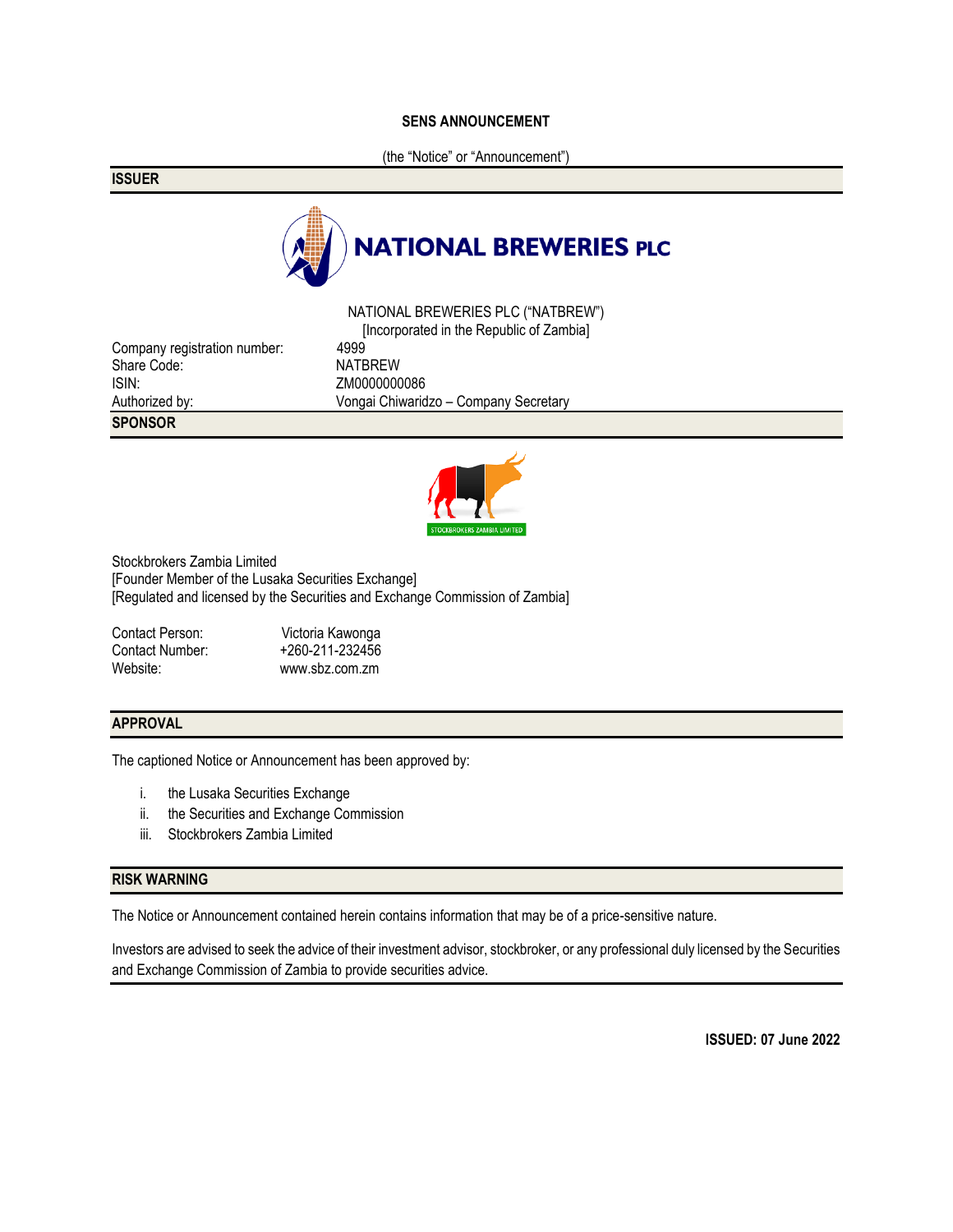**SENS ANNOUNCEMENT**

(the "Notice" or "Announcement")

## ISSUER

NATIONAL BREWERIES PLC

NATIONAL BREWERIES PLC ("NATBREW")
[Incorporated in the Republic of Zambia]

| | |
|---|---|
| Company registration number: | 4999 |
| Share Code: | NATBREW |
| ISIN: | ZM0000000086 |
| Authorized by: | Vongai Chiwaridzo – Company Secretary |

## SPONSOR

STOCKBROKERS ZAMBIA LIMITED

Stockbrokers Zambia Limited
[Founder Member of the Lusaka Securities Exchange]
[Regulated and licensed by the Securities and Exchange Commission of Zambia]

| | |
|---|---|
| Contact Person: | Victoria Kawonga |
| Contact Number: | +260-211-232456 |
| Website: | www.sbz.com.zm |

## APPROVAL

The captioned Notice or Announcement has been approved by:

i. the Lusaka Securities Exchange
ii. the Securities and Exchange Commission
iii. Stockbrokers Zambia Limited

## RISK WARNING

The Notice or Announcement contained herein contains information that may be of a price-sensitive nature.

Investors are advised to seek the advice of their investment advisor, stockbroker, or any professional duly licensed by the Securities and Exchange Commission of Zambia to provide securities advice.

**ISSUED: 07 June 2022**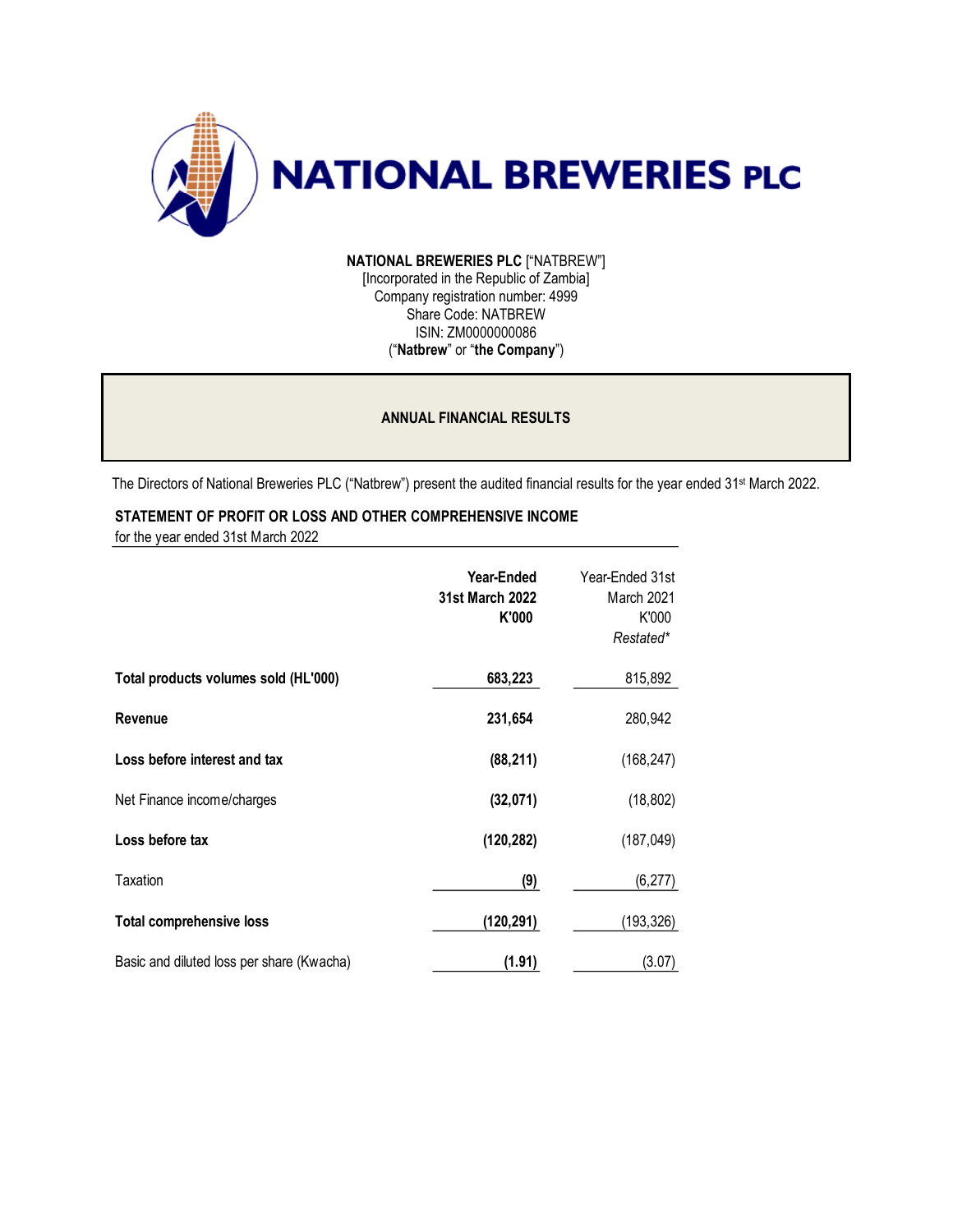# NATIONAL BREWERIES PLC

**NATIONAL BREWERIES PLC** ["NATBREW"]
[Incorporated in the Republic of Zambia]
Company registration number: 4999
Share Code: NATBREW
ISIN: ZM0000000086
("**Natbrew**" or "**the Company**")

## ANNUAL FINANCIAL RESULTS

The Directors of National Breweries PLC ("Natbrew") present the audited financial results for the year ended 31st March 2022.

### STATEMENT OF PROFIT OR LOSS AND OTHER COMPREHENSIVE INCOME

for the year ended 31st March 2022

| | **Year-Ended 31st March 2022 K'000** | Year-Ended 31st March 2021 K'000 *Restated\** |
|---|---|---|
| **Total products volumes sold (HL'000)** | **683,223** | 815,892 |
| **Revenue** | **231,654** | 280,942 |
| **Loss before interest and tax** | **(88,211)** | (168,247) |
| Net Finance income/charges | **(32,071)** | (18,802) |
| **Loss before tax** | **(120,282)** | (187,049) |
| Taxation | **(9)** | (6,277) |
| **Total comprehensive loss** | **(120,291)** | (193,326) |
| Basic and diluted loss per share (Kwacha) | **(1.91)** | (3.07) |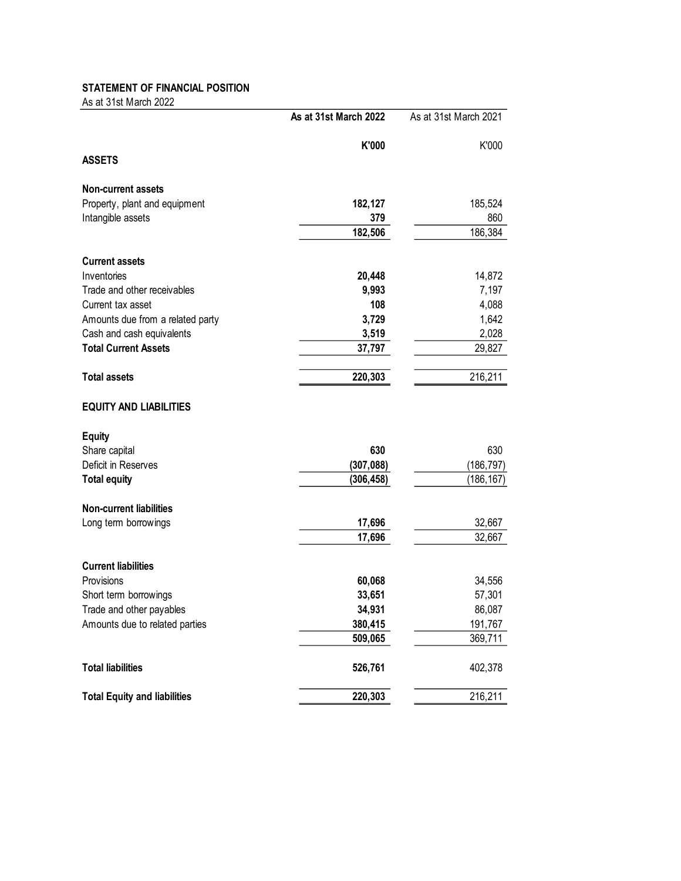**STATEMENT OF FINANCIAL POSITION**

As at 31st March 2022

| | As at 31st March 2022 | As at 31st March 2021 |
|---|---|---|
| | K'000 | K'000 |
| **ASSETS** | | |
| **Non-current assets** | | |
| Property, plant and equipment | 182,127 | 185,524 |
| Intangible assets | 379 | 860 |
| | 182,506 | 186,384 |
| **Current assets** | | |
| Inventories | 20,448 | 14,872 |
| Trade and other receivables | 9,993 | 7,197 |
| Current tax asset | 108 | 4,088 |
| Amounts due from a related party | 3,729 | 1,642 |
| Cash and cash equivalents | 3,519 | 2,028 |
| **Total Current Assets** | 37,797 | 29,827 |
| **Total assets** | 220,303 | 216,211 |
| **EQUITY AND LIABILITIES** | | |
| **Equity** | | |
| Share capital | 630 | 630 |
| Deficit in Reserves | (307,088) | (186,797) |
| **Total equity** | (306,458) | (186,167) |
| **Non-current liabilities** | | |
| Long term borrowings | 17,696 | 32,667 |
| | 17,696 | 32,667 |
| **Current liabilities** | | |
| Provisions | 60,068 | 34,556 |
| Short term borrowings | 33,651 | 57,301 |
| Trade and other payables | 34,931 | 86,087 |
| Amounts due to related parties | 380,415 | 191,767 |
| | 509,065 | 369,711 |
| **Total liabilities** | 526,761 | 402,378 |
| **Total Equity and liabilities** | 220,303 | 216,211 |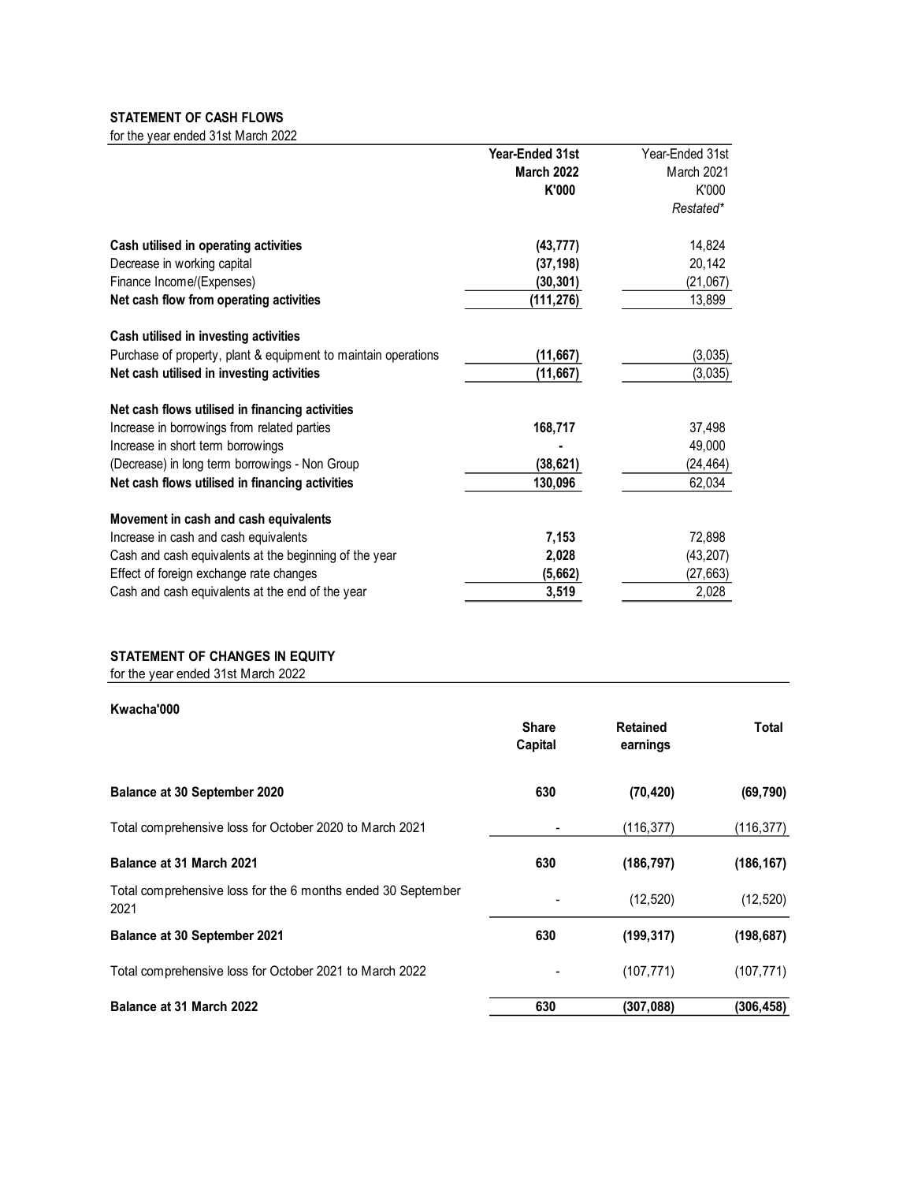**STATEMENT OF CASH FLOWS**

for the year ended 31st March 2022

| | **Year-Ended 31st March 2022 K'000** | Year-Ended 31st March 2021 K'000 *Restated** |
|---|---|---|
| **Cash utilised in operating activities** | **(43,777)** | 14,824 |
| Decrease in working capital | **(37,198)** | 20,142 |
| Finance Income/(Expenses) | **(30,301)** | (21,067) |
| **Net cash flow from operating activities** | **(111,276)** | 13,899 |
| | | |
| **Cash utilised in investing activities** | | |
| Purchase of property, plant & equipment to maintain operations | **(11,667)** | (3,035) |
| **Net cash utilised in investing activities** | **(11,667)** | (3,035) |
| | | |
| **Net cash flows utilised in financing activities** | | |
| Increase in borrowings from related parties | **168,717** | 37,498 |
| Increase in short term borrowings | **-** | 49,000 |
| (Decrease) in long term borrowings - Non Group | **(38,621)** | (24,464) |
| **Net cash flows utilised in financing activities** | **130,096** | 62,034 |
| | | |
| **Movement in cash and cash equivalents** | | |
| Increase in cash and cash equivalents | **7,153** | 72,898 |
| Cash and cash equivalents at the beginning of the year | **2,028** | (43,207) |
| Effect of foreign exchange rate changes | **(5,662)** | (27,663) |
| Cash and cash equivalents at the end of the year | **3,519** | 2,028 |

**STATEMENT OF CHANGES IN EQUITY**

for the year ended 31st March 2022

| **Kwacha'000** | **Share Capital** | **Retained earnings** | **Total** |
|---|---|---|---|
| **Balance at 30 September 2020** | **630** | **(70,420)** | **(69,790)** |
| Total comprehensive loss for October 2020 to March 2021 | - | (116,377) | (116,377) |
| **Balance at 31 March 2021** | **630** | **(186,797)** | **(186,167)** |
| Total comprehensive loss for the 6 months ended 30 September 2021 | - | (12,520) | (12,520) |
| **Balance at 30 September 2021** | **630** | **(199,317)** | **(198,687)** |
| Total comprehensive loss for October 2021 to March 2022 | - | (107,771) | (107,771) |
| **Balance at 31 March 2022** | **630** | **(307,088)** | **(306,458)** |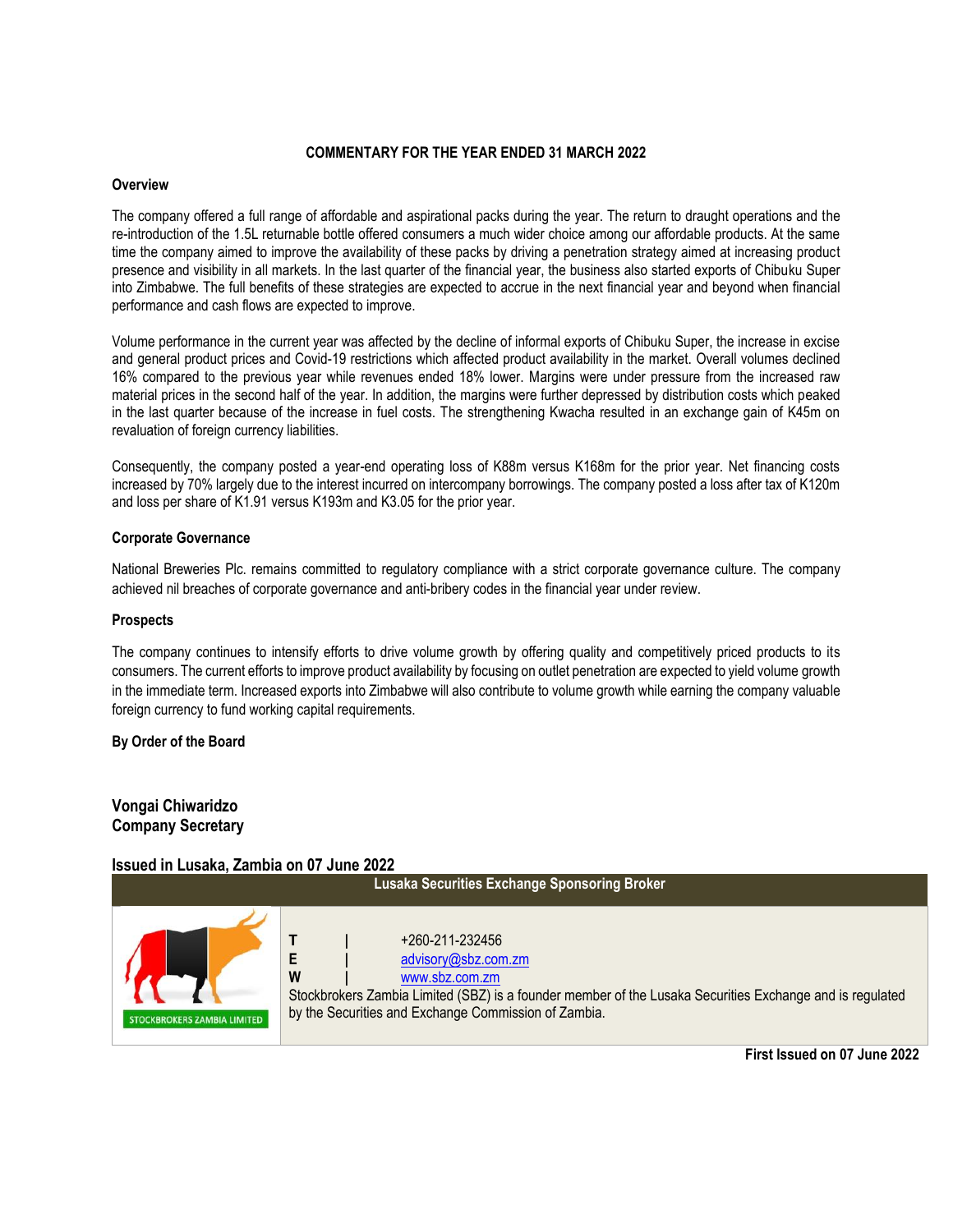## COMMENTARY FOR THE YEAR ENDED 31 MARCH 2022

### Overview

The company offered a full range of affordable and aspirational packs during the year. The return to draught operations and the re-introduction of the 1.5L returnable bottle offered consumers a much wider choice among our affordable products. At the same time the company aimed to improve the availability of these packs by driving a penetration strategy aimed at increasing product presence and visibility in all markets. In the last quarter of the financial year, the business also started exports of Chibuku Super into Zimbabwe. The full benefits of these strategies are expected to accrue in the next financial year and beyond when financial performance and cash flows are expected to improve.

Volume performance in the current year was affected by the decline of informal exports of Chibuku Super, the increase in excise and general product prices and Covid-19 restrictions which affected product availability in the market. Overall volumes declined 16% compared to the previous year while revenues ended 18% lower. Margins were under pressure from the increased raw material prices in the second half of the year. In addition, the margins were further depressed by distribution costs which peaked in the last quarter because of the increase in fuel costs. The strengthening Kwacha resulted in an exchange gain of K45m on revaluation of foreign currency liabilities.

Consequently, the company posted a year-end operating loss of K88m versus K168m for the prior year. Net financing costs increased by 70% largely due to the interest incurred on intercompany borrowings. The company posted a loss after tax of K120m and loss per share of K1.91 versus K193m and K3.05 for the prior year.

### Corporate Governance

National Breweries Plc. remains committed to regulatory compliance with a strict corporate governance culture. The company achieved nil breaches of corporate governance and anti-bribery codes in the financial year under review.

### Prospects

The company continues to intensify efforts to drive volume growth by offering quality and competitively priced products to its consumers. The current efforts to improve product availability by focusing on outlet penetration are expected to yield volume growth in the immediate term. Increased exports into Zimbabwe will also contribute to volume growth while earning the company valuable foreign currency to fund working capital requirements.

**By Order of the Board**

**Vongai Chiwaridzo**
**Company Secretary**

**Issued in Lusaka, Zambia on 07 June 2022**

**Lusaka Securities Exchange Sponsoring Broker**

STOCKBROKERS ZAMBIA LIMITED

T | +260-211-232456
E | advisory@sbz.com.zm
W | www.sbz.com.zm

Stockbrokers Zambia Limited (SBZ) is a founder member of the Lusaka Securities Exchange and is regulated by the Securities and Exchange Commission of Zambia.

**First Issued on 07 June 2022**